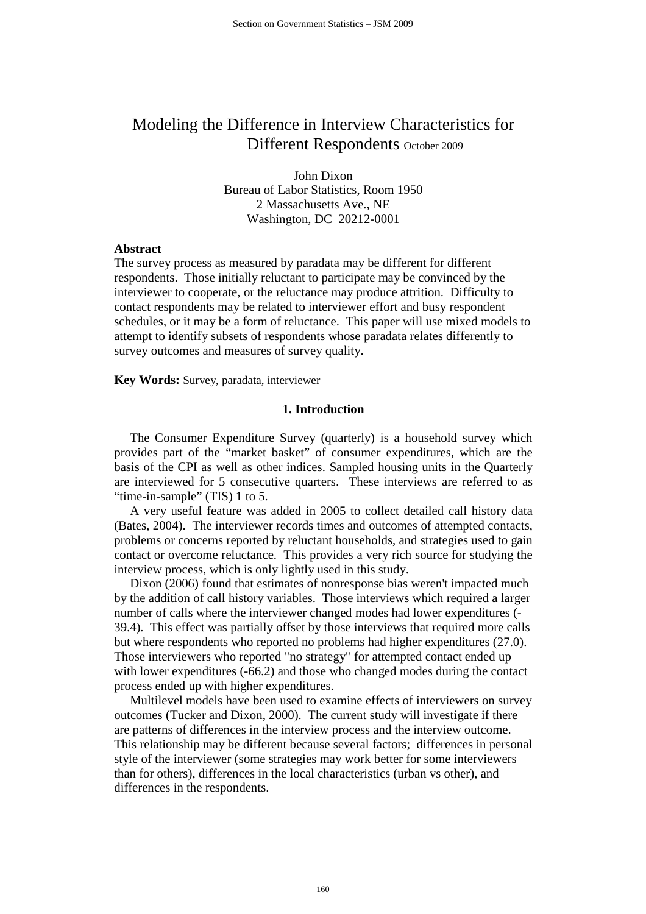# Modeling the Difference in Interview Characteristics for Different Respondents October 2009

John Dixon
Bureau of Labor Statistics, Room 1950
2 Massachusetts Ave., NE
Washington, DC 20212-0001

**Abstract**

The survey process as measured by paradata may be different for different respondents. Those initially reluctant to participate may be convinced by the interviewer to cooperate, or the reluctance may produce attrition. Difficulty to contact respondents may be related to interviewer effort and busy respondent schedules, or it may be a form of reluctance. This paper will use mixed models to attempt to identify subsets of respondents whose paradata relates differently to survey outcomes and measures of survey quality.

**Key Words:** Survey, paradata, interviewer

## 1. Introduction

The Consumer Expenditure Survey (quarterly) is a household survey which provides part of the "market basket" of consumer expenditures, which are the basis of the CPI as well as other indices. Sampled housing units in the Quarterly are interviewed for 5 consecutive quarters. These interviews are referred to as "time-in-sample" (TIS) 1 to 5.

A very useful feature was added in 2005 to collect detailed call history data (Bates, 2004). The interviewer records times and outcomes of attempted contacts, problems or concerns reported by reluctant households, and strategies used to gain contact or overcome reluctance. This provides a very rich source for studying the interview process, which is only lightly used in this study.

Dixon (2006) found that estimates of nonresponse bias weren't impacted much by the addition of call history variables. Those interviews which required a larger number of calls where the interviewer changed modes had lower expenditures (-39.4). This effect was partially offset by those interviews that required more calls but where respondents who reported no problems had higher expenditures (27.0). Those interviewers who reported "no strategy" for attempted contact ended up with lower expenditures (-66.2) and those who changed modes during the contact process ended up with higher expenditures.

Multilevel models have been used to examine effects of interviewers on survey outcomes (Tucker and Dixon, 2000). The current study will investigate if there are patterns of differences in the interview process and the interview outcome. This relationship may be different because several factors; differences in personal style of the interviewer (some strategies may work better for some interviewers than for others), differences in the local characteristics (urban vs other), and differences in the respondents.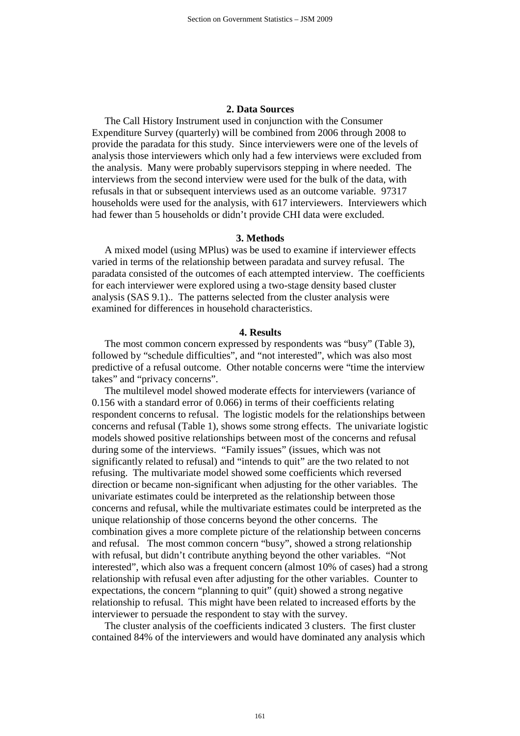## 2. Data Sources

The Call History Instrument used in conjunction with the Consumer Expenditure Survey (quarterly) will be combined from 2006 through 2008 to provide the paradata for this study. Since interviewers were one of the levels of analysis those interviewers which only had a few interviews were excluded from the analysis. Many were probably supervisors stepping in where needed. The interviews from the second interview were used for the bulk of the data, with refusals in that or subsequent interviews used as an outcome variable. 97317 households were used for the analysis, with 617 interviewers. Interviewers which had fewer than 5 households or didn't provide CHI data were excluded.

## 3. Methods

A mixed model (using MPlus) was be used to examine if interviewer effects varied in terms of the relationship between paradata and survey refusal. The paradata consisted of the outcomes of each attempted interview. The coefficients for each interviewer were explored using a two-stage density based cluster analysis (SAS 9.1).. The patterns selected from the cluster analysis were examined for differences in household characteristics.

## 4. Results

The most common concern expressed by respondents was "busy" (Table 3), followed by "schedule difficulties", and "not interested", which was also most predictive of a refusal outcome. Other notable concerns were "time the interview takes" and "privacy concerns".

The multilevel model showed moderate effects for interviewers (variance of 0.156 with a standard error of 0.066) in terms of their coefficients relating respondent concerns to refusal. The logistic models for the relationships between concerns and refusal (Table 1), shows some strong effects. The univariate logistic models showed positive relationships between most of the concerns and refusal during some of the interviews. "Family issues" (issues, which was not significantly related to refusal) and "intends to quit" are the two related to not refusing. The multivariate model showed some coefficients which reversed direction or became non-significant when adjusting for the other variables. The univariate estimates could be interpreted as the relationship between those concerns and refusal, while the multivariate estimates could be interpreted as the unique relationship of those concerns beyond the other concerns. The combination gives a more complete picture of the relationship between concerns and refusal. The most common concern "busy", showed a strong relationship with refusal, but didn't contribute anything beyond the other variables. "Not interested", which also was a frequent concern (almost 10% of cases) had a strong relationship with refusal even after adjusting for the other variables. Counter to expectations, the concern "planning to quit" (quit) showed a strong negative relationship to refusal. This might have been related to increased efforts by the interviewer to persuade the respondent to stay with the survey.

The cluster analysis of the coefficients indicated 3 clusters. The first cluster contained 84% of the interviewers and would have dominated any analysis which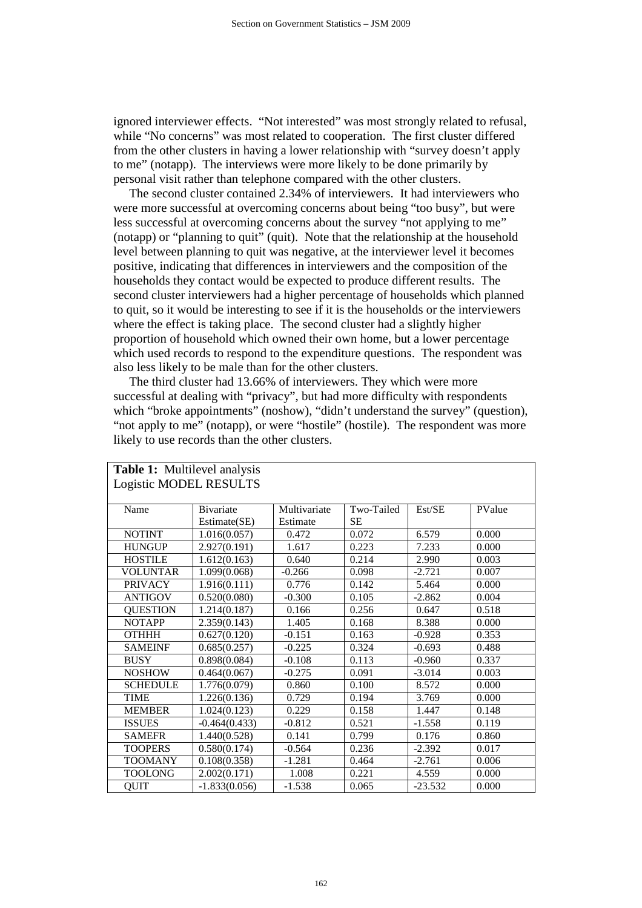ignored interviewer effects. "Not interested" was most strongly related to refusal, while "No concerns" was most related to cooperation. The first cluster differed from the other clusters in having a lower relationship with "survey doesn't apply to me" (notapp). The interviews were more likely to be done primarily by personal visit rather than telephone compared with the other clusters.

The second cluster contained 2.34% of interviewers. It had interviewers who were more successful at overcoming concerns about being "too busy", but were less successful at overcoming concerns about the survey "not applying to me" (notapp) or "planning to quit" (quit). Note that the relationship at the household level between planning to quit was negative, at the interviewer level it becomes positive, indicating that differences in interviewers and the composition of the households they contact would be expected to produce different results. The second cluster interviewers had a higher percentage of households which planned to quit, so it would be interesting to see if it is the households or the interviewers where the effect is taking place. The second cluster had a slightly higher proportion of household which owned their own home, but a lower percentage which used records to respond to the expenditure questions. The respondent was also less likely to be male than for the other clusters.

The third cluster had 13.66% of interviewers. They which were more successful at dealing with "privacy", but had more difficulty with respondents which "broke appointments" (noshow), "didn't understand the survey" (question), "not apply to me" (notapp), or were "hostile" (hostile). The respondent was more likely to use records than the other clusters.

**Table 1:** Multilevel analysis Logistic MODEL RESULTS

| Name | Bivariate Estimate(SE) | Multivariate Estimate | Two-Tailed SE | Est/SE | PValue |
|---|---|---|---|---|---|
| NOTINT | 1.016(0.057) | 0.472 | 0.072 | 6.579 | 0.000 |
| HUNGUP | 2.927(0.191) | 1.617 | 0.223 | 7.233 | 0.000 |
| HOSTILE | 1.612(0.163) | 0.640 | 0.214 | 2.990 | 0.003 |
| VOLUNTAR | 1.099(0.068) | -0.266 | 0.098 | -2.721 | 0.007 |
| PRIVACY | 1.916(0.111) | 0.776 | 0.142 | 5.464 | 0.000 |
| ANTIGOV | 0.520(0.080) | -0.300 | 0.105 | -2.862 | 0.004 |
| QUESTION | 1.214(0.187) | 0.166 | 0.256 | 0.647 | 0.518 |
| NOTAPP | 2.359(0.143) | 1.405 | 0.168 | 8.388 | 0.000 |
| OTHHH | 0.627(0.120) | -0.151 | 0.163 | -0.928 | 0.353 |
| SAMEINF | 0.685(0.257) | -0.225 | 0.324 | -0.693 | 0.488 |
| BUSY | 0.898(0.084) | -0.108 | 0.113 | -0.960 | 0.337 |
| NOSHOW | 0.464(0.067) | -0.275 | 0.091 | -3.014 | 0.003 |
| SCHEDULE | 1.776(0.079) | 0.860 | 0.100 | 8.572 | 0.000 |
| TIME | 1.226(0.136) | 0.729 | 0.194 | 3.769 | 0.000 |
| MEMBER | 1.024(0.123) | 0.229 | 0.158 | 1.447 | 0.148 |
| ISSUES | -0.464(0.433) | -0.812 | 0.521 | -1.558 | 0.119 |
| SAMEFR | 1.440(0.528) | 0.141 | 0.799 | 0.176 | 0.860 |
| TOOPERS | 0.580(0.174) | -0.564 | 0.236 | -2.392 | 0.017 |
| TOOMANY | 0.108(0.358) | -1.281 | 0.464 | -2.761 | 0.006 |
| TOOLONG | 2.002(0.171) | 1.008 | 0.221 | 4.559 | 0.000 |
| QUIT | -1.833(0.056) | -1.538 | 0.065 | -23.532 | 0.000 |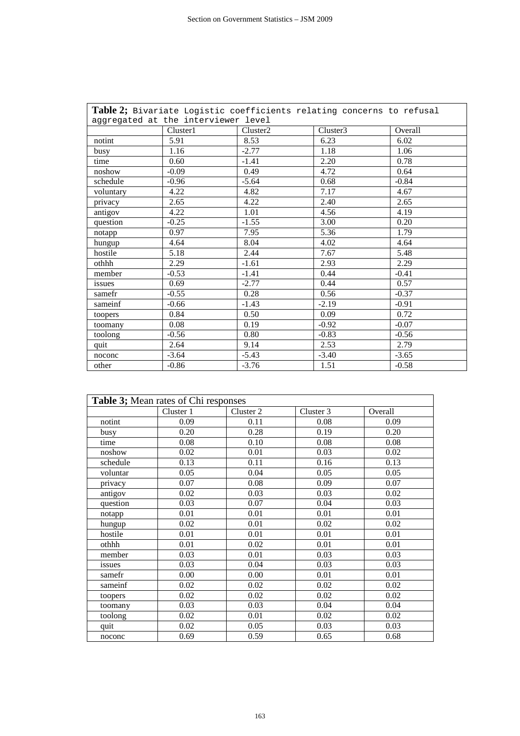**Table 2;** Bivariate Logistic coefficients relating concerns to refusal aggregated at the interviewer level

| | Cluster1 | Cluster2 | Cluster3 | Overall |
|---|---|---|---|---|
| notint | 5.91 | 8.53 | 6.23 | 6.02 |
| busy | 1.16 | -2.77 | 1.18 | 1.06 |
| time | 0.60 | -1.41 | 2.20 | 0.78 |
| noshow | -0.09 | 0.49 | 4.72 | 0.64 |
| schedule | -0.96 | -5.64 | 0.68 | -0.84 |
| voluntary | 4.22 | 4.82 | 7.17 | 4.67 |
| privacy | 2.65 | 4.22 | 2.40 | 2.65 |
| antigov | 4.22 | 1.01 | 4.56 | 4.19 |
| question | -0.25 | -1.55 | 3.00 | 0.20 |
| notapp | 0.97 | 7.95 | 5.36 | 1.79 |
| hungup | 4.64 | 8.04 | 4.02 | 4.64 |
| hostile | 5.18 | 2.44 | 7.67 | 5.48 |
| othhh | 2.29 | -1.61 | 2.93 | 2.29 |
| member | -0.53 | -1.41 | 0.44 | -0.41 |
| issues | 0.69 | -2.77 | 0.44 | 0.57 |
| samefr | -0.55 | 0.28 | 0.56 | -0.37 |
| sameinf | -0.66 | -1.43 | -2.19 | -0.91 |
| toopers | 0.84 | 0.50 | 0.09 | 0.72 |
| toomany | 0.08 | 0.19 | -0.92 | -0.07 |
| toolong | -0.56 | 0.80 | -0.83 | -0.56 |
| quit | 2.64 | 9.14 | 2.53 | 2.79 |
| noconc | -3.64 | -5.43 | -3.40 | -3.65 |
| other | -0.86 | -3.76 | 1.51 | -0.58 |

**Table 3;** Mean rates of Chi responses

| | Cluster 1 | Cluster 2 | Cluster 3 | Overall |
|---|---|---|---|---|
| notint | 0.09 | 0.11 | 0.08 | 0.09 |
| busy | 0.20 | 0.28 | 0.19 | 0.20 |
| time | 0.08 | 0.10 | 0.08 | 0.08 |
| noshow | 0.02 | 0.01 | 0.03 | 0.02 |
| schedule | 0.13 | 0.11 | 0.16 | 0.13 |
| voluntar | 0.05 | 0.04 | 0.05 | 0.05 |
| privacy | 0.07 | 0.08 | 0.09 | 0.07 |
| antigov | 0.02 | 0.03 | 0.03 | 0.02 |
| question | 0.03 | 0.07 | 0.04 | 0.03 |
| notapp | 0.01 | 0.01 | 0.01 | 0.01 |
| hungup | 0.02 | 0.01 | 0.02 | 0.02 |
| hostile | 0.01 | 0.01 | 0.01 | 0.01 |
| othhh | 0.01 | 0.02 | 0.01 | 0.01 |
| member | 0.03 | 0.01 | 0.03 | 0.03 |
| issues | 0.03 | 0.04 | 0.03 | 0.03 |
| samefr | 0.00 | 0.00 | 0.01 | 0.01 |
| sameinf | 0.02 | 0.02 | 0.02 | 0.02 |
| toopers | 0.02 | 0.02 | 0.02 | 0.02 |
| toomany | 0.03 | 0.03 | 0.04 | 0.04 |
| toolong | 0.02 | 0.01 | 0.02 | 0.02 |
| quit | 0.02 | 0.05 | 0.03 | 0.03 |
| noconc | 0.69 | 0.59 | 0.65 | 0.68 |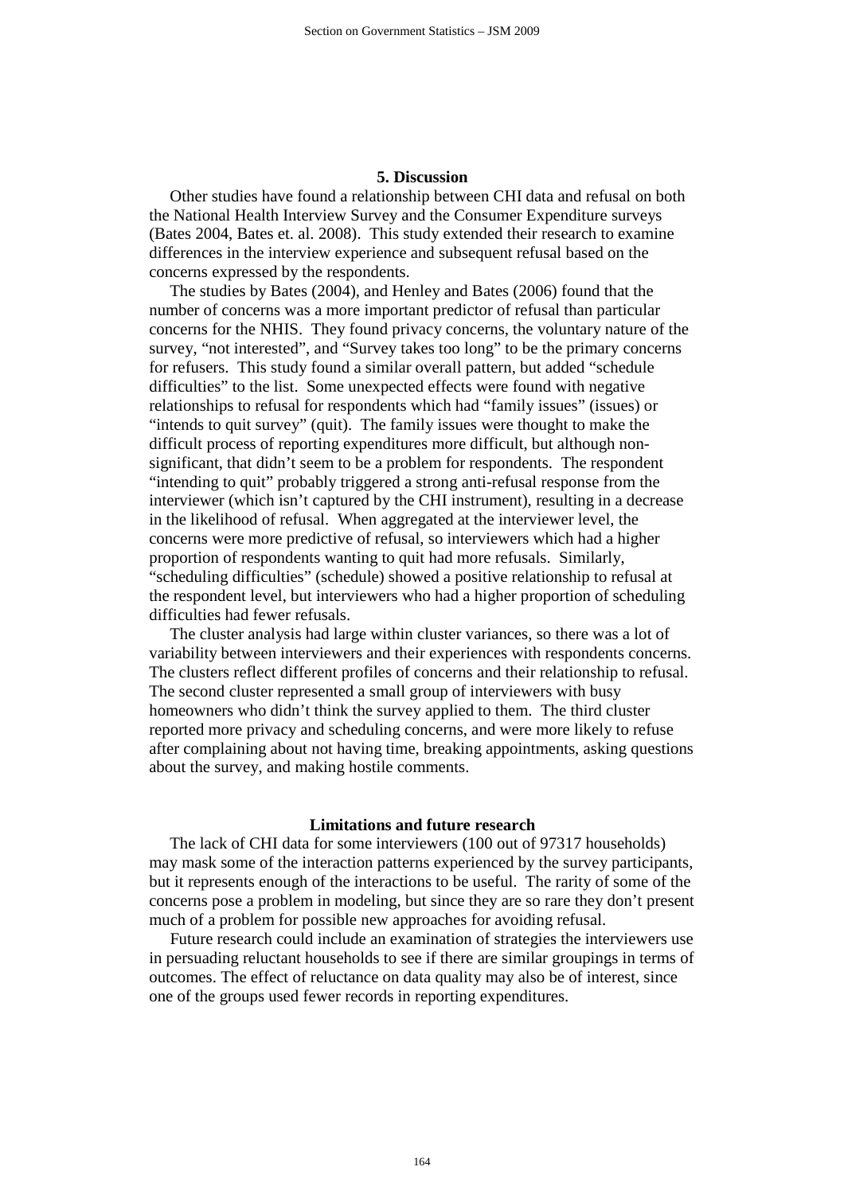## 5. Discussion

Other studies have found a relationship between CHI data and refusal on both the National Health Interview Survey and the Consumer Expenditure surveys (Bates 2004, Bates et. al. 2008). This study extended their research to examine differences in the interview experience and subsequent refusal based on the concerns expressed by the respondents.

The studies by Bates (2004), and Henley and Bates (2006) found that the number of concerns was a more important predictor of refusal than particular concerns for the NHIS. They found privacy concerns, the voluntary nature of the survey, "not interested", and "Survey takes too long" to be the primary concerns for refusers. This study found a similar overall pattern, but added "schedule difficulties" to the list. Some unexpected effects were found with negative relationships to refusal for respondents which had "family issues" (issues) or "intends to quit survey" (quit). The family issues were thought to make the difficult process of reporting expenditures more difficult, but although non-significant, that didn't seem to be a problem for respondents. The respondent "intending to quit" probably triggered a strong anti-refusal response from the interviewer (which isn't captured by the CHI instrument), resulting in a decrease in the likelihood of refusal. When aggregated at the interviewer level, the concerns were more predictive of refusal, so interviewers which had a higher proportion of respondents wanting to quit had more refusals. Similarly, "scheduling difficulties" (schedule) showed a positive relationship to refusal at the respondent level, but interviewers who had a higher proportion of scheduling difficulties had fewer refusals.

The cluster analysis had large within cluster variances, so there was a lot of variability between interviewers and their experiences with respondents concerns. The clusters reflect different profiles of concerns and their relationship to refusal. The second cluster represented a small group of interviewers with busy homeowners who didn't think the survey applied to them. The third cluster reported more privacy and scheduling concerns, and were more likely to refuse after complaining about not having time, breaking appointments, asking questions about the survey, and making hostile comments.

### Limitations and future research

The lack of CHI data for some interviewers (100 out of 97317 households) may mask some of the interaction patterns experienced by the survey participants, but it represents enough of the interactions to be useful. The rarity of some of the concerns pose a problem in modeling, but since they are so rare they don't present much of a problem for possible new approaches for avoiding refusal.

Future research could include an examination of strategies the interviewers use in persuading reluctant households to see if there are similar groupings in terms of outcomes. The effect of reluctance on data quality may also be of interest, since one of the groups used fewer records in reporting expenditures.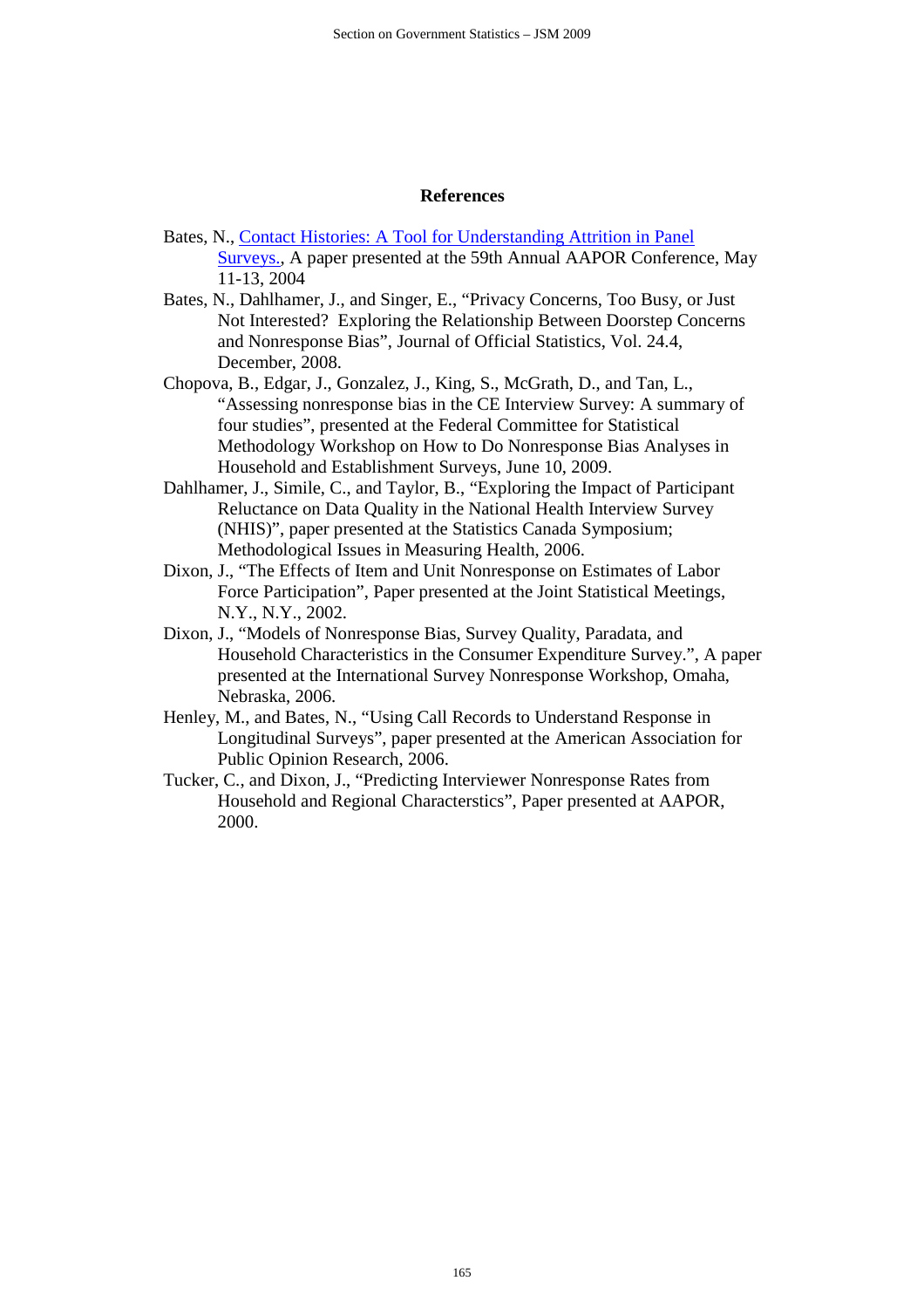## References

Bates, N., Contact Histories: A Tool for Understanding Attrition in Panel Surveys., A paper presented at the 59th Annual AAPOR Conference, May 11-13, 2004

Bates, N., Dahlhamer, J., and Singer, E., "Privacy Concerns, Too Busy, or Just Not Interested? Exploring the Relationship Between Doorstep Concerns and Nonresponse Bias", Journal of Official Statistics, Vol. 24.4, December, 2008.

Chopova, B., Edgar, J., Gonzalez, J., King, S., McGrath, D., and Tan, L., "Assessing nonresponse bias in the CE Interview Survey: A summary of four studies", presented at the Federal Committee for Statistical Methodology Workshop on How to Do Nonresponse Bias Analyses in Household and Establishment Surveys, June 10, 2009.

Dahlhamer, J., Simile, C., and Taylor, B., "Exploring the Impact of Participant Reluctance on Data Quality in the National Health Interview Survey (NHIS)", paper presented at the Statistics Canada Symposium; Methodological Issues in Measuring Health, 2006.

Dixon, J., "The Effects of Item and Unit Nonresponse on Estimates of Labor Force Participation", Paper presented at the Joint Statistical Meetings, N.Y., N.Y., 2002.

Dixon, J., "Models of Nonresponse Bias, Survey Quality, Paradata, and Household Characteristics in the Consumer Expenditure Survey.", A paper presented at the International Survey Nonresponse Workshop, Omaha, Nebraska, 2006.

Henley, M., and Bates, N., "Using Call Records to Understand Response in Longitudinal Surveys", paper presented at the American Association for Public Opinion Research, 2006.

Tucker, C., and Dixon, J., "Predicting Interviewer Nonresponse Rates from Household and Regional Characterstics", Paper presented at AAPOR, 2000.